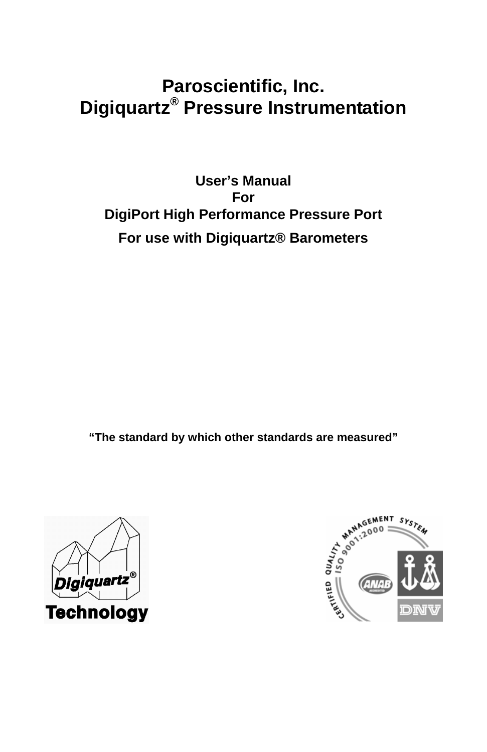# Paroscientific, Inc.
# Digiquartz® Pressure Instrumentation

## User's Manual
## For
## DigiPort High Performance Pressure Port

**For use with Digiquartz® Barometers**

**"The standard by which other standards are measured"**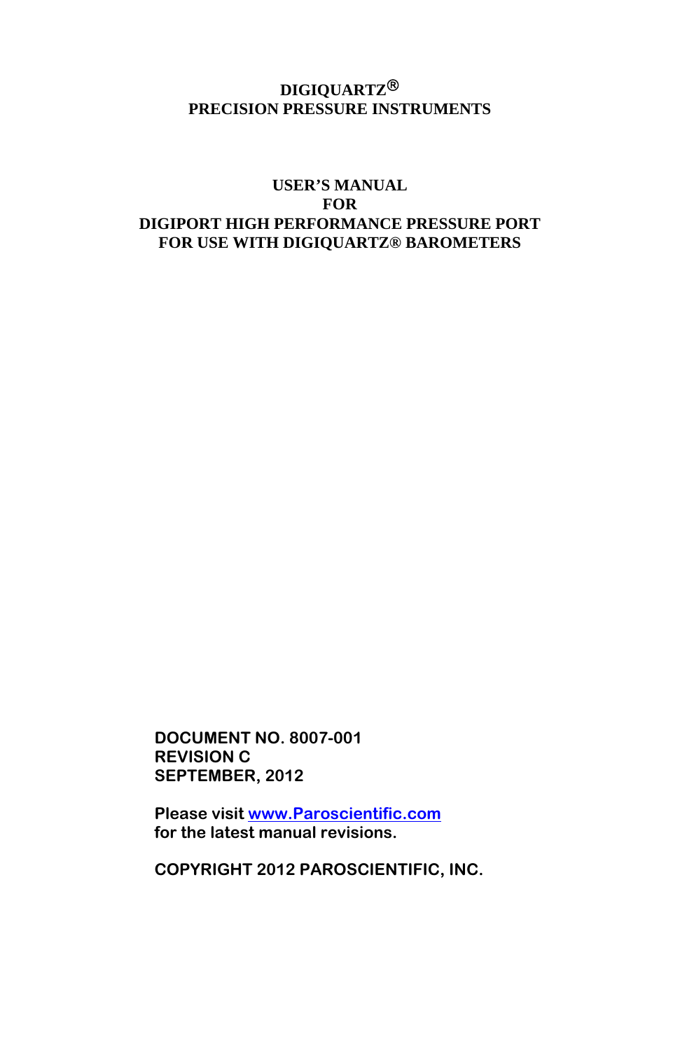# DIGIQUARTZ®
# PRECISION PRESSURE INSTRUMENTS

## USER'S MANUAL
## FOR
## DIGIPORT HIGH PERFORMANCE PRESSURE PORT
## FOR USE WITH DIGIQUARTZ® BAROMETERS

**DOCUMENT NO. 8007-001**
**REVISION C**
**SEPTEMBER, 2012**

**Please visit [www.Paroscientific.com](http://www.Paroscientific.com)**
**for the latest manual revisions.**

**COPYRIGHT 2012 PAROSCIENTIFIC, INC.**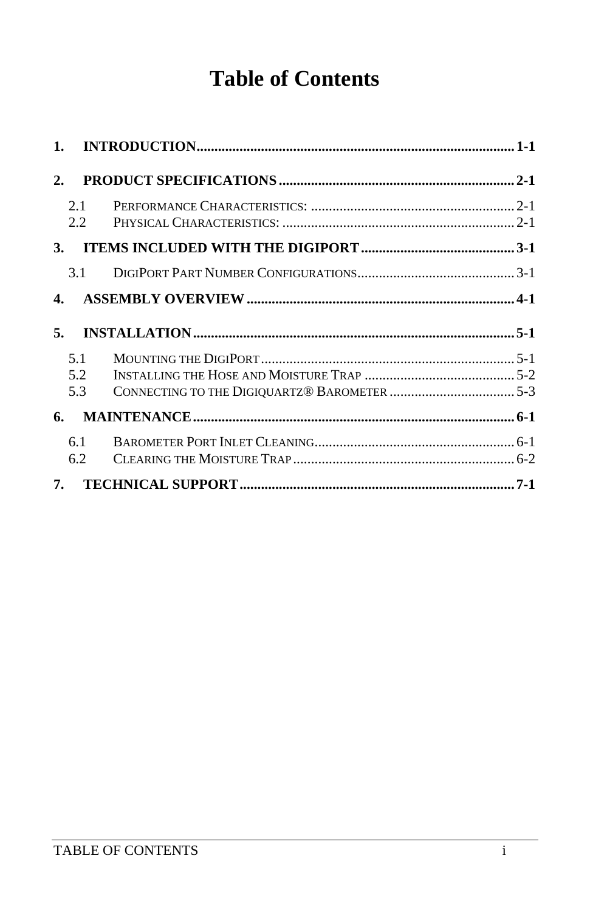# Table of Contents

**1. INTRODUCTION** ..... **1-1**

**2. PRODUCT SPECIFICATIONS** ..... **2-1**

- 2.1 PERFORMANCE CHARACTERISTICS: ..... 2-1
- 2.2 PHYSICAL CHARACTERISTICS: ..... 2-1

**3. ITEMS INCLUDED WITH THE DIGIPORT** ..... **3-1**

- 3.1 DIGIPORT PART NUMBER CONFIGURATIONS ..... 3-1

**4. ASSEMBLY OVERVIEW** ..... **4-1**

**5. INSTALLATION** ..... **5-1**

- 5.1 MOUNTING THE DIGIPORT ..... 5-1
- 5.2 INSTALLING THE HOSE AND MOISTURE TRAP ..... 5-2
- 5.3 CONNECTING TO THE DIGIQUARTZ® BAROMETER ..... 5-3

**6. MAINTENANCE** ..... **6-1**

- 6.1 BAROMETER PORT INLET CLEANING ..... 6-1
- 6.2 CLEARING THE MOISTURE TRAP ..... 6-2

**7. TECHNICAL SUPPORT** ..... **7-1**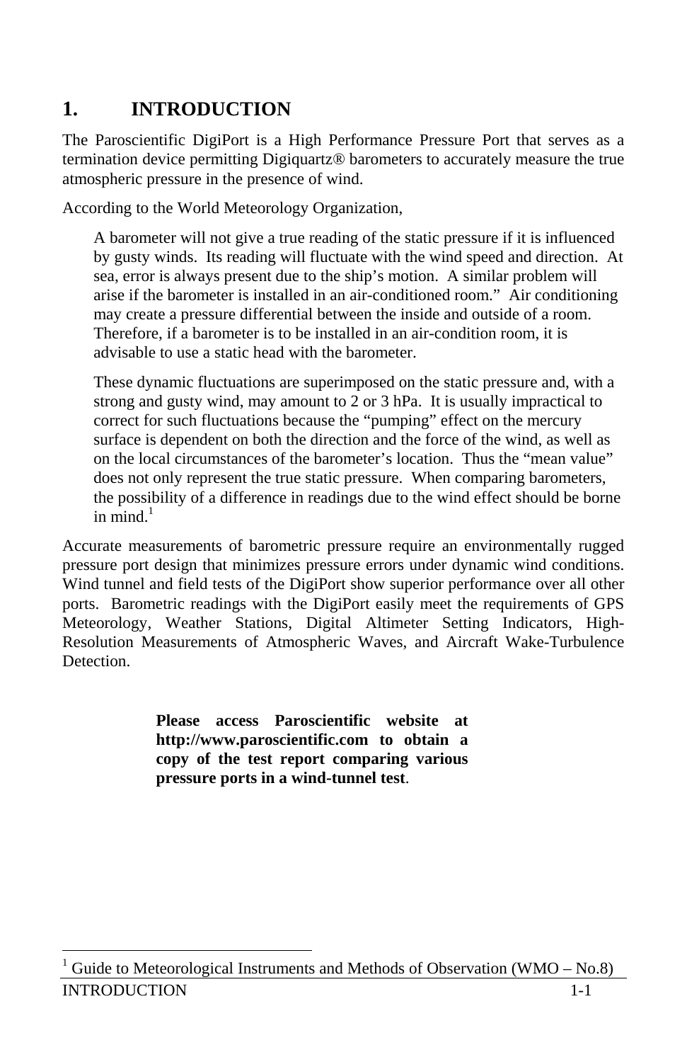# 1. INTRODUCTION

The Paroscientific DigiPort is a High Performance Pressure Port that serves as a termination device permitting Digiquartz® barometers to accurately measure the true atmospheric pressure in the presence of wind.

According to the World Meteorology Organization,

> A barometer will not give a true reading of the static pressure if it is influenced by gusty winds. Its reading will fluctuate with the wind speed and direction. At sea, error is always present due to the ship's motion. A similar problem will arise if the barometer is installed in an air-conditioned room." Air conditioning may create a pressure differential between the inside and outside of a room. Therefore, if a barometer is to be installed in an air-condition room, it is advisable to use a static head with the barometer.
>
> These dynamic fluctuations are superimposed on the static pressure and, with a strong and gusty wind, may amount to 2 or 3 hPa. It is usually impractical to correct for such fluctuations because the "pumping" effect on the mercury surface is dependent on both the direction and the force of the wind, as well as on the local circumstances of the barometer's location. Thus the "mean value" does not only represent the true static pressure. When comparing barometers, the possibility of a difference in readings due to the wind effect should be borne in mind.[1]

Accurate measurements of barometric pressure require an environmentally rugged pressure port design that minimizes pressure errors under dynamic wind conditions. Wind tunnel and field tests of the DigiPort show superior performance over all other ports. Barometric readings with the DigiPort easily meet the requirements of GPS Meteorology, Weather Stations, Digital Altimeter Setting Indicators, High-Resolution Measurements of Atmospheric Waves, and Aircraft Wake-Turbulence Detection.

**Please access Paroscientific website at http://www.paroscientific.com to obtain a copy of the test report comparing various pressure ports in a wind-tunnel test**.

[1] Guide to Meteorological Instruments and Methods of Observation (WMO – No.8)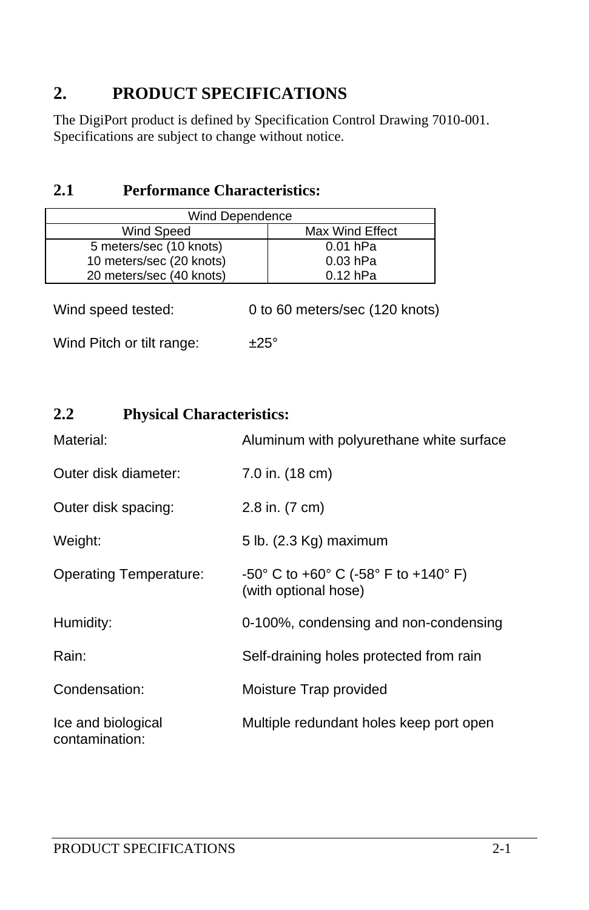# 2. PRODUCT SPECIFICATIONS

The DigiPort product is defined by Specification Control Drawing 7010-001. Specifications are subject to change without notice.

## 2.1 Performance Characteristics:

| Wind Dependence | |
|---|---|
| Wind Speed | Max Wind Effect |
| 5 meters/sec (10 knots) | 0.01 hPa |
| 10 meters/sec (20 knots) | 0.03 hPa |
| 20 meters/sec (40 knots) | 0.12 hPa |

Wind speed tested: 0 to 60 meters/sec (120 knots)

Wind Pitch or tilt range: ±25°

## 2.2 Physical Characteristics:

Material: Aluminum with polyurethane white surface

Outer disk diameter: 7.0 in. (18 cm)

Outer disk spacing: 2.8 in. (7 cm)

Weight: 5 lb. (2.3 Kg) maximum

Operating Temperature: -50° C to +60° C (-58° F to +140° F) (with optional hose)

Humidity: 0-100%, condensing and non-condensing

Rain: Self-draining holes protected from rain

Condensation: Moisture Trap provided

Ice and biological contamination: Multiple redundant holes keep port open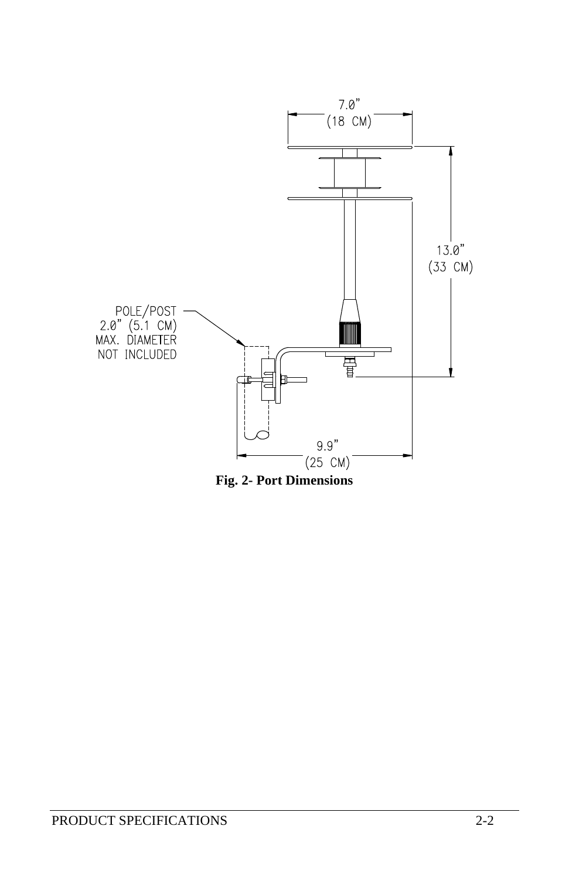7.0"
(18 CM)

13.0"
(33 CM)

POLE/POST
2.0" (5.1 CM)
MAX. DIAMETER
NOT INCLUDED

9.9"
(25 CM)

**Fig. 2- Port Dimensions**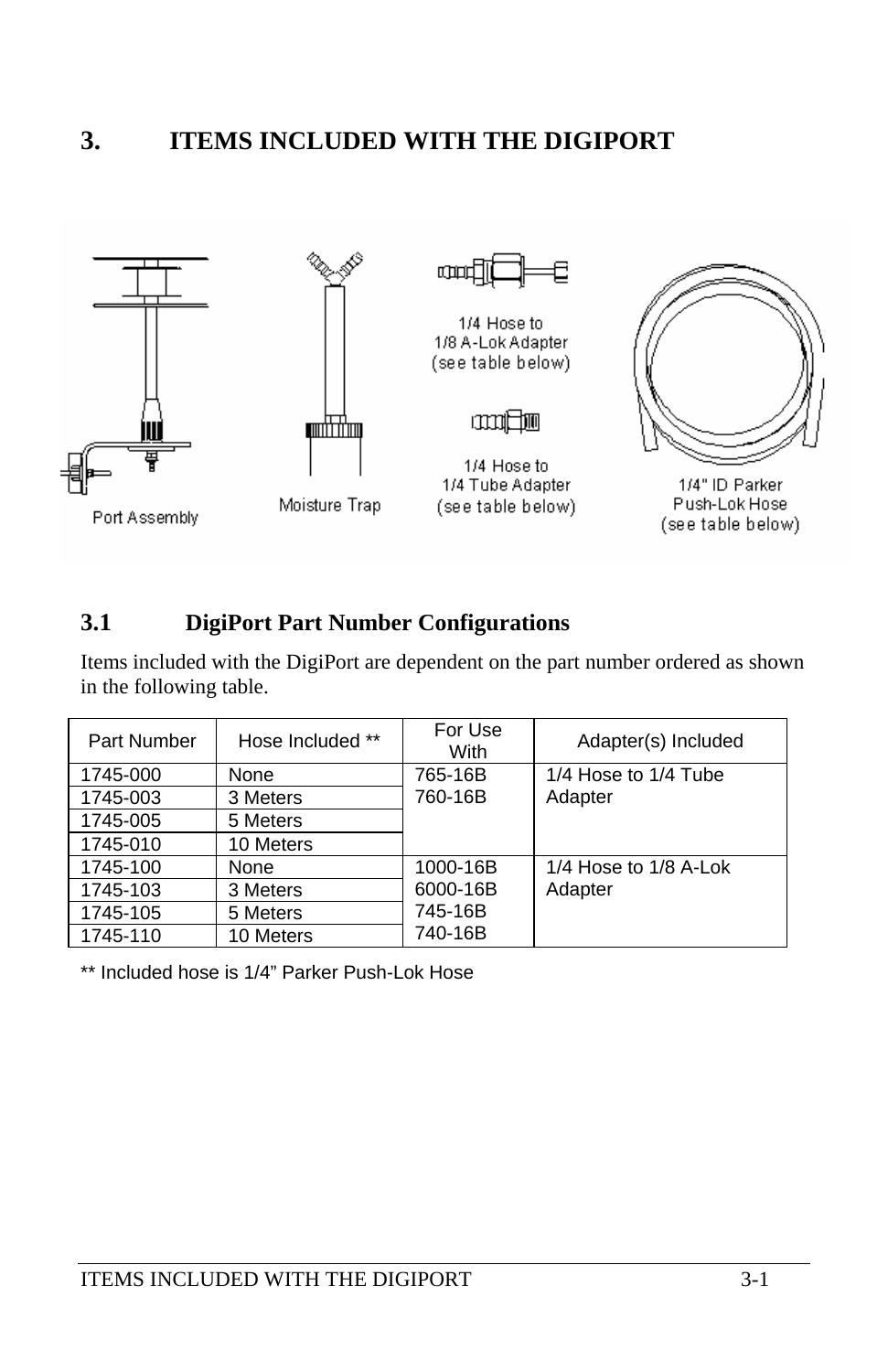# 3. ITEMS INCLUDED WITH THE DIGIPORT

Port Assembly

Moisture Trap

1/4 Hose to 1/8 A-Lok Adapter (see table below)

1/4 Hose to 1/4 Tube Adapter (see table below)

1/4" ID Parker Push-Lok Hose (see table below)

## 3.1 DigiPort Part Number Configurations

Items included with the DigiPort are dependent on the part number ordered as shown in the following table.

| Part Number | Hose Included ** | For Use With | Adapter(s) Included |
|---|---|---|---|
| 1745-000 | None | 765-16B<br>760-16B | 1/4 Hose to 1/4 Tube Adapter |
| 1745-003 | 3 Meters | | |
| 1745-005 | 5 Meters | | |
| 1745-010 | 10 Meters | | |
| 1745-100 | None | 1000-16B<br>6000-16B<br>745-16B<br>740-16B | 1/4 Hose to 1/8 A-Lok Adapter |
| 1745-103 | 3 Meters | | |
| 1745-105 | 5 Meters | | |
| 1745-110 | 10 Meters | | |

** Included hose is 1/4" Parker Push-Lok Hose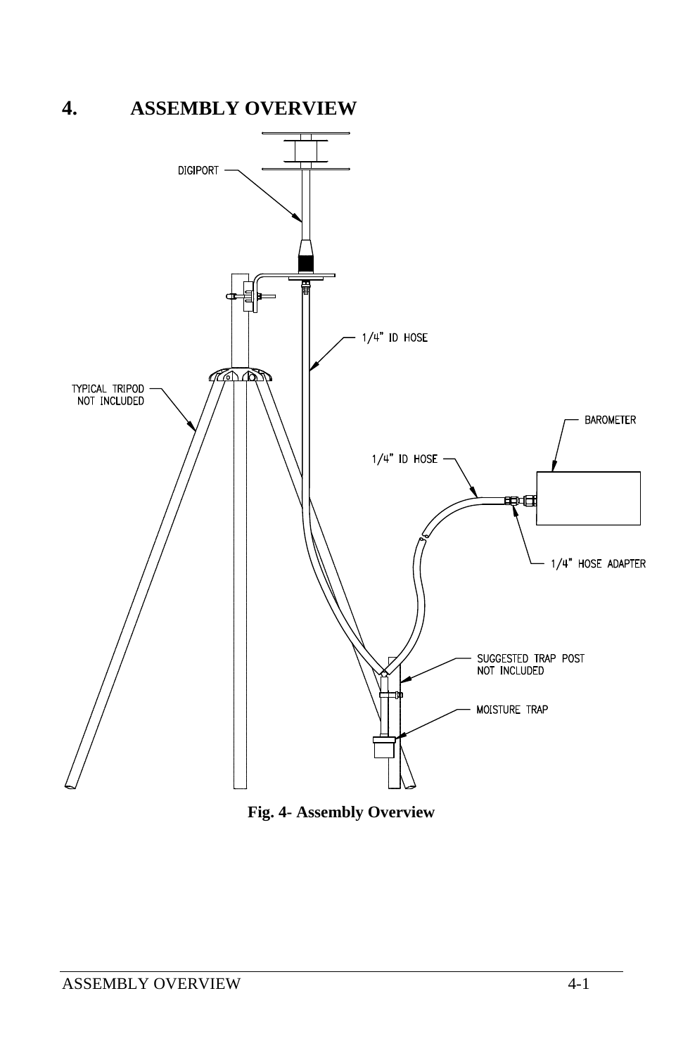# 4. ASSEMBLY OVERVIEW

DIGIPORT

1/4" ID HOSE

TYPICAL TRIPOD NOT INCLUDED

BAROMETER

1/4" ID HOSE

1/4" HOSE ADAPTER

SUGGESTED TRAP POST NOT INCLUDED

MOISTURE TRAP

**Fig. 4- Assembly Overview**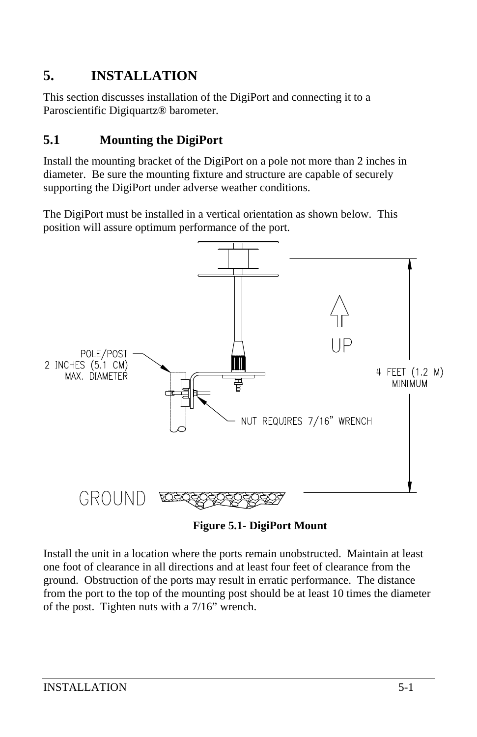# 5. INSTALLATION

This section discusses installation of the DigiPort and connecting it to a Paroscientific Digiquartz® barometer.

## 5.1 Mounting the DigiPort

Install the mounting bracket of the DigiPort on a pole not more than 2 inches in diameter. Be sure the mounting fixture and structure are capable of securely supporting the DigiPort under adverse weather conditions.

The DigiPort must be installed in a vertical orientation as shown below. This position will assure optimum performance of the port.

**Figure 5.1- DigiPort Mount**

Install the unit in a location where the ports remain unobstructed. Maintain at least one foot of clearance in all directions and at least four feet of clearance from the ground. Obstruction of the ports may result in erratic performance. The distance from the port to the top of the mounting post should be at least 10 times the diameter of the post. Tighten nuts with a 7/16" wrench.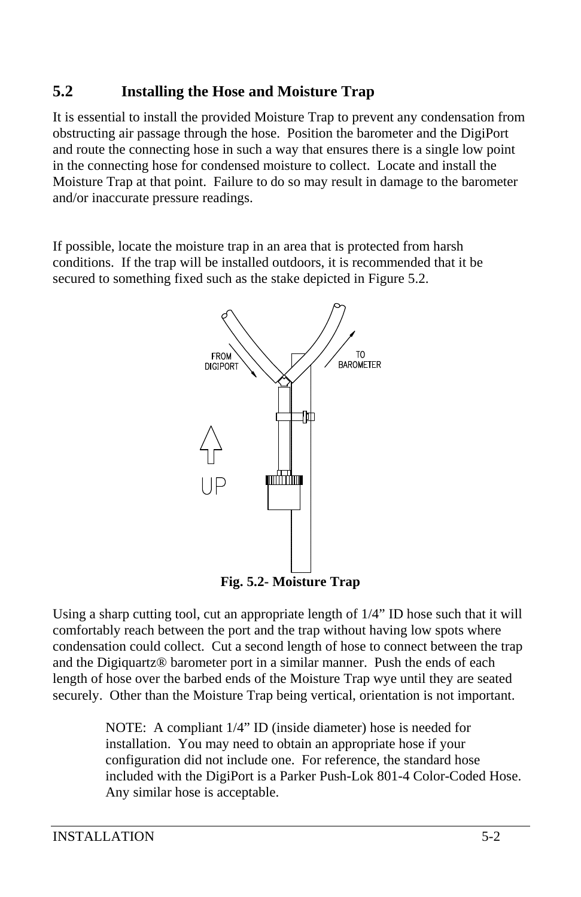## 5.2 Installing the Hose and Moisture Trap

It is essential to install the provided Moisture Trap to prevent any condensation from obstructing air passage through the hose. Position the barometer and the DigiPort and route the connecting hose in such a way that ensures there is a single low point in the connecting hose for condensed moisture to collect. Locate and install the Moisture Trap at that point. Failure to do so may result in damage to the barometer and/or inaccurate pressure readings.

If possible, locate the moisture trap in an area that is protected from harsh conditions. If the trap will be installed outdoors, it is recommended that it be secured to something fixed such as the stake depicted in Figure 5.2.

**Fig. 5.2- Moisture Trap**

Using a sharp cutting tool, cut an appropriate length of 1/4" ID hose such that it will comfortably reach between the port and the trap without having low spots where condensation could collect. Cut a second length of hose to connect between the trap and the Digiquartz® barometer port in a similar manner. Push the ends of each length of hose over the barbed ends of the Moisture Trap wye until they are seated securely. Other than the Moisture Trap being vertical, orientation is not important.

> NOTE: A compliant 1/4" ID (inside diameter) hose is needed for installation. You may need to obtain an appropriate hose if your configuration did not include one. For reference, the standard hose included with the DigiPort is a Parker Push-Lok 801-4 Color-Coded Hose. Any similar hose is acceptable.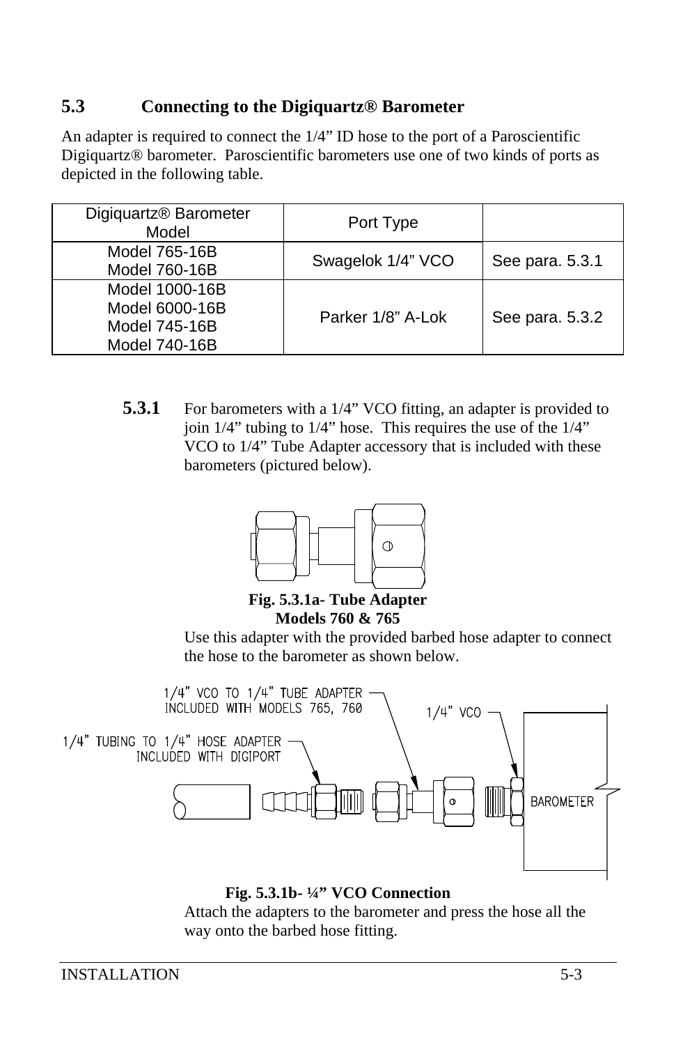## 5.3 Connecting to the Digiquartz® Barometer

An adapter is required to connect the 1/4" ID hose to the port of a Paroscientific Digiquartz® barometer. Paroscientific barometers use one of two kinds of ports as depicted in the following table.

| Digiquartz® Barometer Model | Port Type | |
|---|---|---|
| Model 765-16B<br>Model 760-16B | Swagelok 1/4" VCO | See para. 5.3.1 |
| Model 1000-16B<br>Model 6000-16B<br>Model 745-16B<br>Model 740-16B | Parker 1/8" A-Lok | See para. 5.3.2 |

### 5.3.1

For barometers with a 1/4" VCO fitting, an adapter is provided to join 1/4" tubing to 1/4" hose. This requires the use of the 1/4" VCO to 1/4" Tube Adapter accessory that is included with these barometers (pictured below).

**Fig. 5.3.1a- Tube Adapter Models 760 & 765**

Use this adapter with the provided barbed hose adapter to connect the hose to the barometer as shown below.

**Fig. 5.3.1b- ¼" VCO Connection**

Attach the adapters to the barometer and press the hose all the way onto the barbed hose fitting.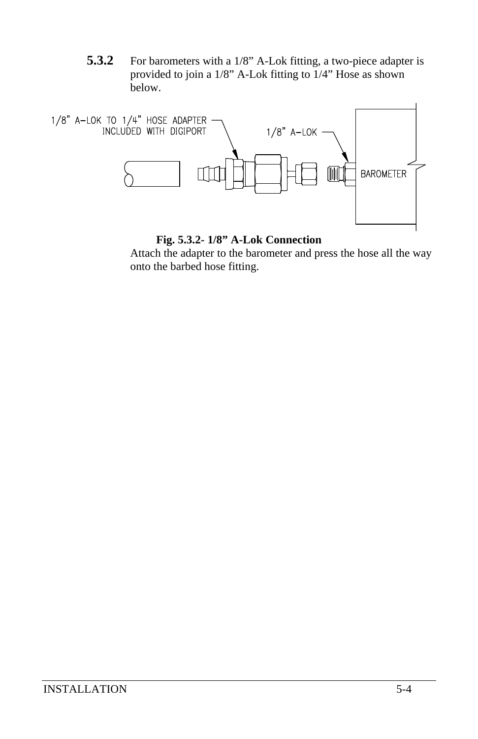**5.3.2** For barometers with a 1/8” A-Lok fitting, a two-piece adapter is provided to join a 1/8” A-Lok fitting to 1/4” Hose as shown below.

**Fig. 5.3.2- 1/8” A-Lok Connection**

Attach the adapter to the barometer and press the hose all the way onto the barbed hose fitting.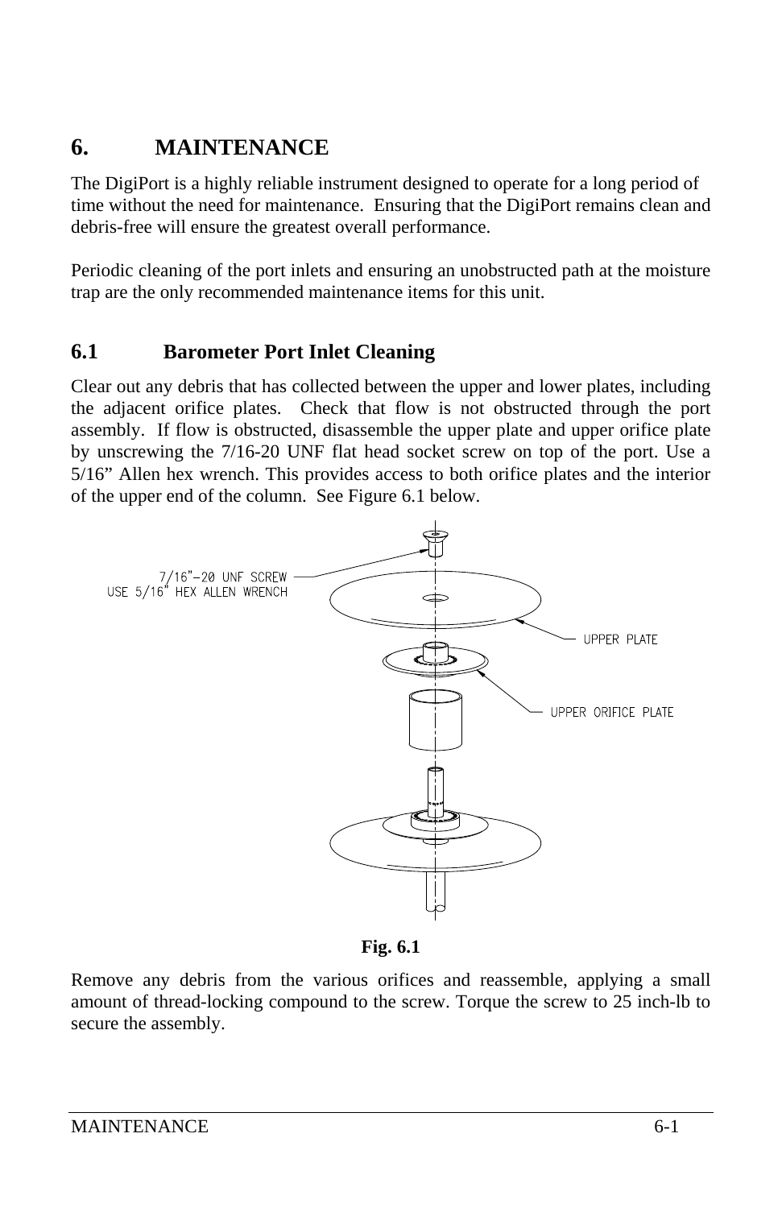# 6. MAINTENANCE

The DigiPort is a highly reliable instrument designed to operate for a long period of time without the need for maintenance. Ensuring that the DigiPort remains clean and debris-free will ensure the greatest overall performance.

Periodic cleaning of the port inlets and ensuring an unobstructed path at the moisture trap are the only recommended maintenance items for this unit.

## 6.1 Barometer Port Inlet Cleaning

Clear out any debris that has collected between the upper and lower plates, including the adjacent orifice plates. Check that flow is not obstructed through the port assembly. If flow is obstructed, disassemble the upper plate and upper orifice plate by unscrewing the 7/16-20 UNF flat head socket screw on top of the port. Use a 5/16" Allen hex wrench. This provides access to both orifice plates and the interior of the upper end of the column. See Figure 6.1 below.

7/16"-20 UNF SCREW
USE 5/16" HEX ALLEN WRENCH

UPPER PLATE

UPPER ORIFICE PLATE

**Fig. 6.1**

Remove any debris from the various orifices and reassemble, applying a small amount of thread-locking compound to the screw. Torque the screw to 25 inch-lb to secure the assembly.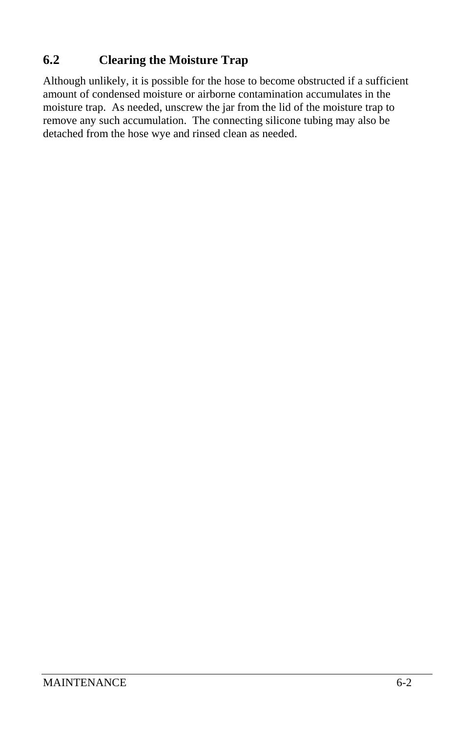## 6.2 Clearing the Moisture Trap

Although unlikely, it is possible for the hose to become obstructed if a sufficient amount of condensed moisture or airborne contamination accumulates in the moisture trap. As needed, unscrew the jar from the lid of the moisture trap to remove any such accumulation. The connecting silicone tubing may also be detached from the hose wye and rinsed clean as needed.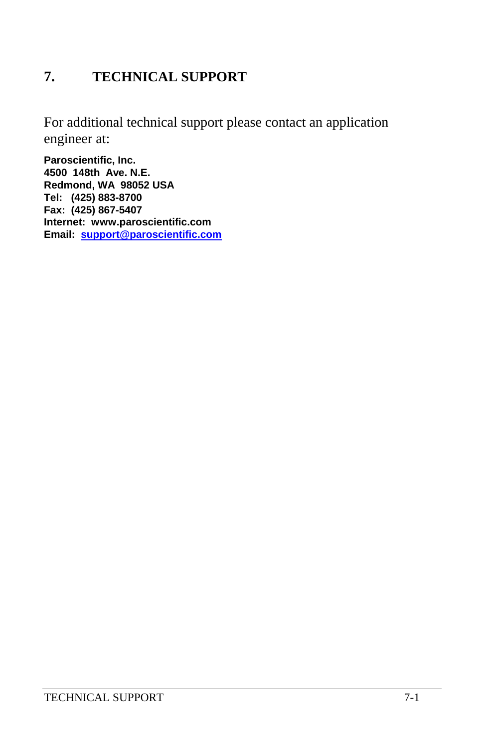# 7. TECHNICAL SUPPORT

For additional technical support please contact an application engineer at:

**Paroscientific, Inc.**
**4500 148th Ave. N.E.**
**Redmond, WA 98052 USA**
**Tel: (425) 883-8700**
**Fax: (425) 867-5407**
**Internet: www.paroscientific.com**
**Email: support@paroscientific.com**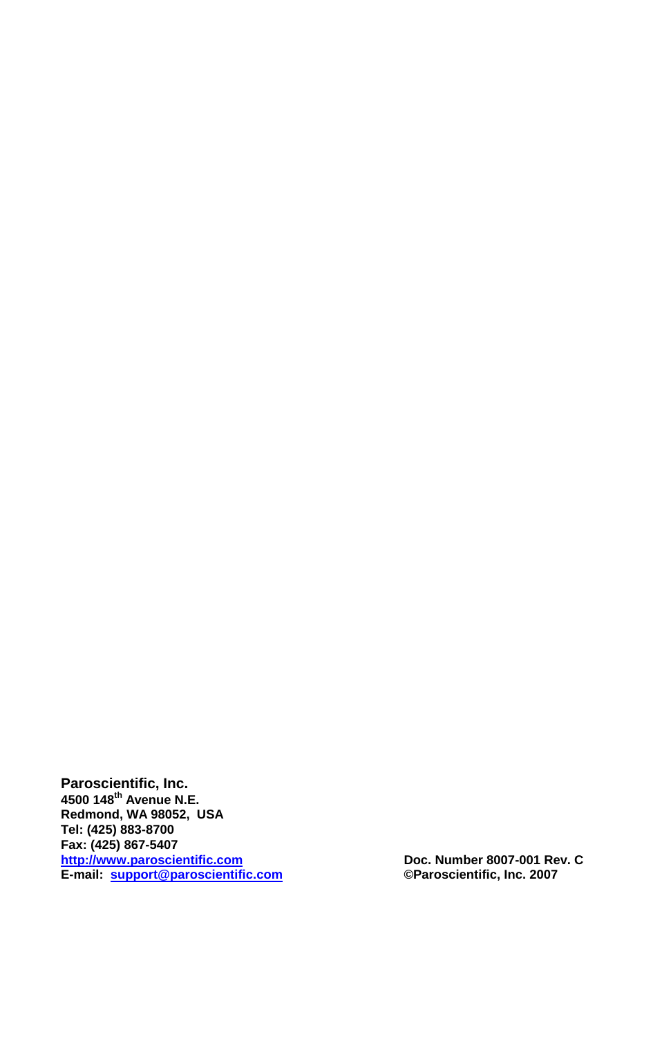**Paroscientific, Inc.**
**4500 148th Avenue N.E.**
**Redmond, WA 98052, USA**
**Tel: (425) 883-8700**
**Fax: (425) 867-5407**
**http://www.paroscientific.com**
**E-mail: support@paroscientific.com**

**Doc. Number 8007-001 Rev. C**
**©Paroscientific, Inc. 2007**